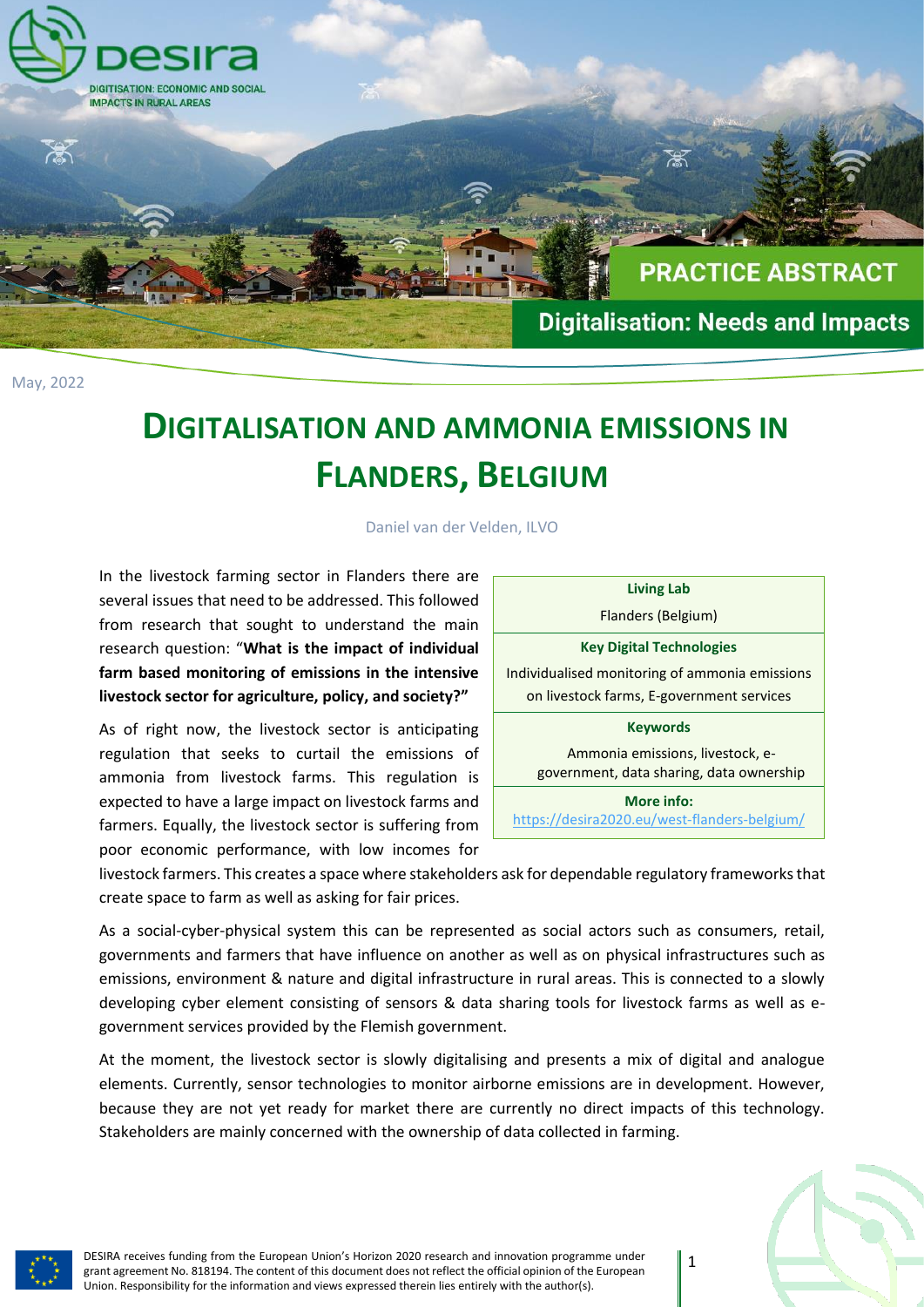desira

DIGITISATION: ECONOMIC AND SOCIAL IMPACTS IN RURAL AREAS

PRACTICE ABSTRACT

Digitalisation: Needs and Impacts

May, 2022

# DIGITALISATION AND AMMONIA EMISSIONS IN FLANDERS, BELGIUM

Daniel van der Velden, ILVO

| **Living Lab** |
|---|
| Flanders (Belgium) |
| **Key Digital Technologies** |
| Individualised monitoring of ammonia emissions on livestock farms, E-government services |
| **Keywords** |
| Ammonia emissions, livestock, e-government, data sharing, data ownership |
| **More info:** |
| https://desira2020.eu/west-flanders-belgium/ |

In the livestock farming sector in Flanders there are several issues that need to be addressed. This followed from research that sought to understand the main research question: "**What is the impact of individual farm based monitoring of emissions in the intensive livestock sector for agriculture, policy, and society?"**

As of right now, the livestock sector is anticipating regulation that seeks to curtail the emissions of ammonia from livestock farms. This regulation is expected to have a large impact on livestock farms and farmers. Equally, the livestock sector is suffering from poor economic performance, with low incomes for livestock farmers. This creates a space where stakeholders ask for dependable regulatory frameworks that create space to farm as well as asking for fair prices.

As a social-cyber-physical system this can be represented as social actors such as consumers, retail, governments and farmers that have influence on another as well as on physical infrastructures such as emissions, environment & nature and digital infrastructure in rural areas. This is connected to a slowly developing cyber element consisting of sensors & data sharing tools for livestock farms as well as e-government services provided by the Flemish government.

At the moment, the livestock sector is slowly digitalising and presents a mix of digital and analogue elements. Currently, sensor technologies to monitor airborne emissions are in development. However, because they are not yet ready for market there are currently no direct impacts of this technology. Stakeholders are mainly concerned with the ownership of data collected in farming.

DESIRA receives funding from the European Union's Horizon 2020 research and innovation programme under grant agreement No. 818194. The content of this document does not reflect the official opinion of the European Union. Responsibility for the information and views expressed therein lies entirely with the author(s).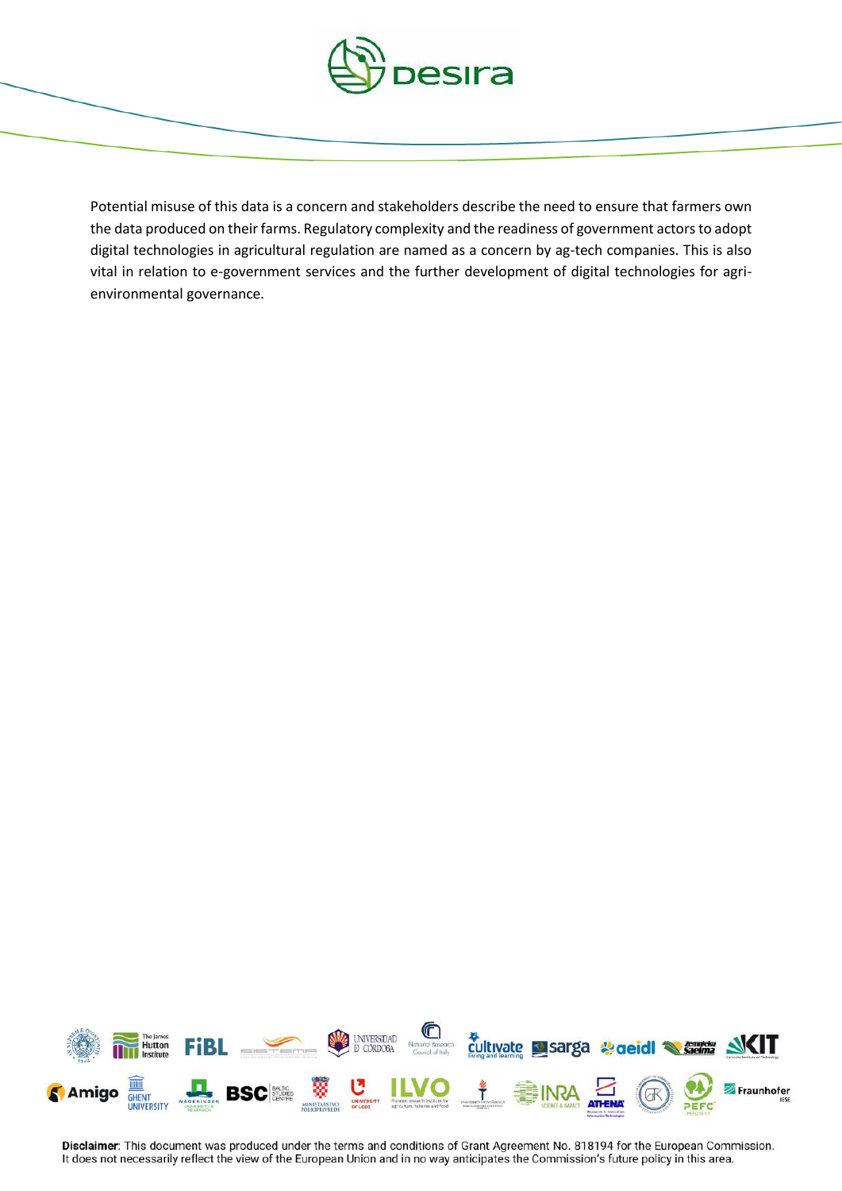Potential misuse of this data is a concern and stakeholders describe the need to ensure that farmers own the data produced on their farms. Regulatory complexity and the readiness of government actors to adopt digital technologies in agricultural regulation are named as a concern by ag-tech companies. This is also vital in relation to e-government services and the further development of digital technologies for agri-environmental governance.

**Disclaimer**: This document was produced under the terms and conditions of Grant Agreement No. 818194 for the European Commission. It does not necessarily reflect the view of the European Union and in no way anticipates the Commission's future policy in this area.